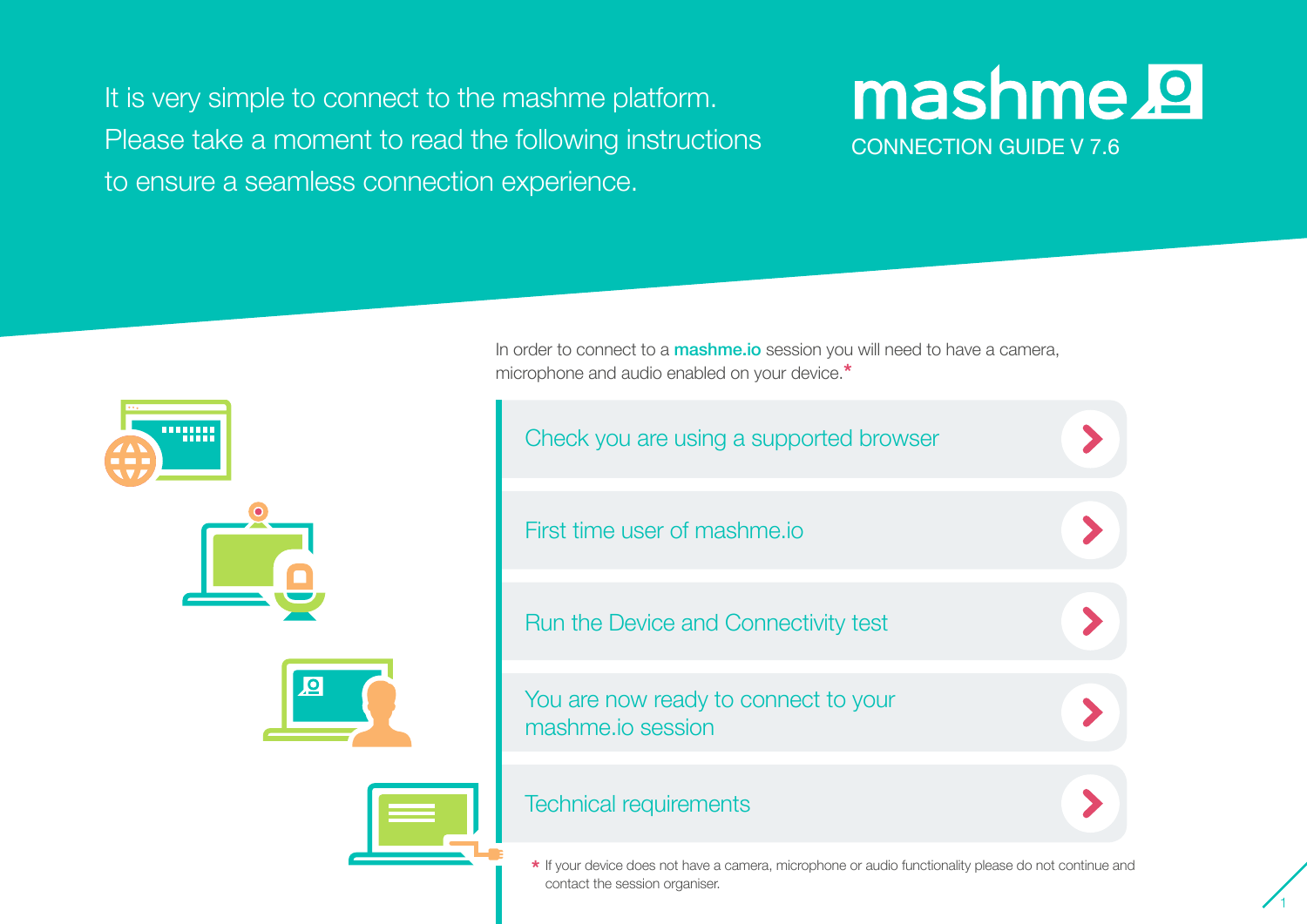# mashme

CONNECTION GUIDE V 7.6

It is very simple to connect to the mashme platform. Please take a moment to read the following instructions to ensure a seamless connection experience.

In order to connect to a **mashme.io** session you will need to have a camera, microphone and audio enabled on your device.*

- Check you are using a supported browser
- First time user of mashme.io
- Run the Device and Connectivity test
- You are now ready to connect to your mashme.io session
- Technical requirements

* If your device does not have a camera, microphone or audio functionality please do not continue and contact the session organiser.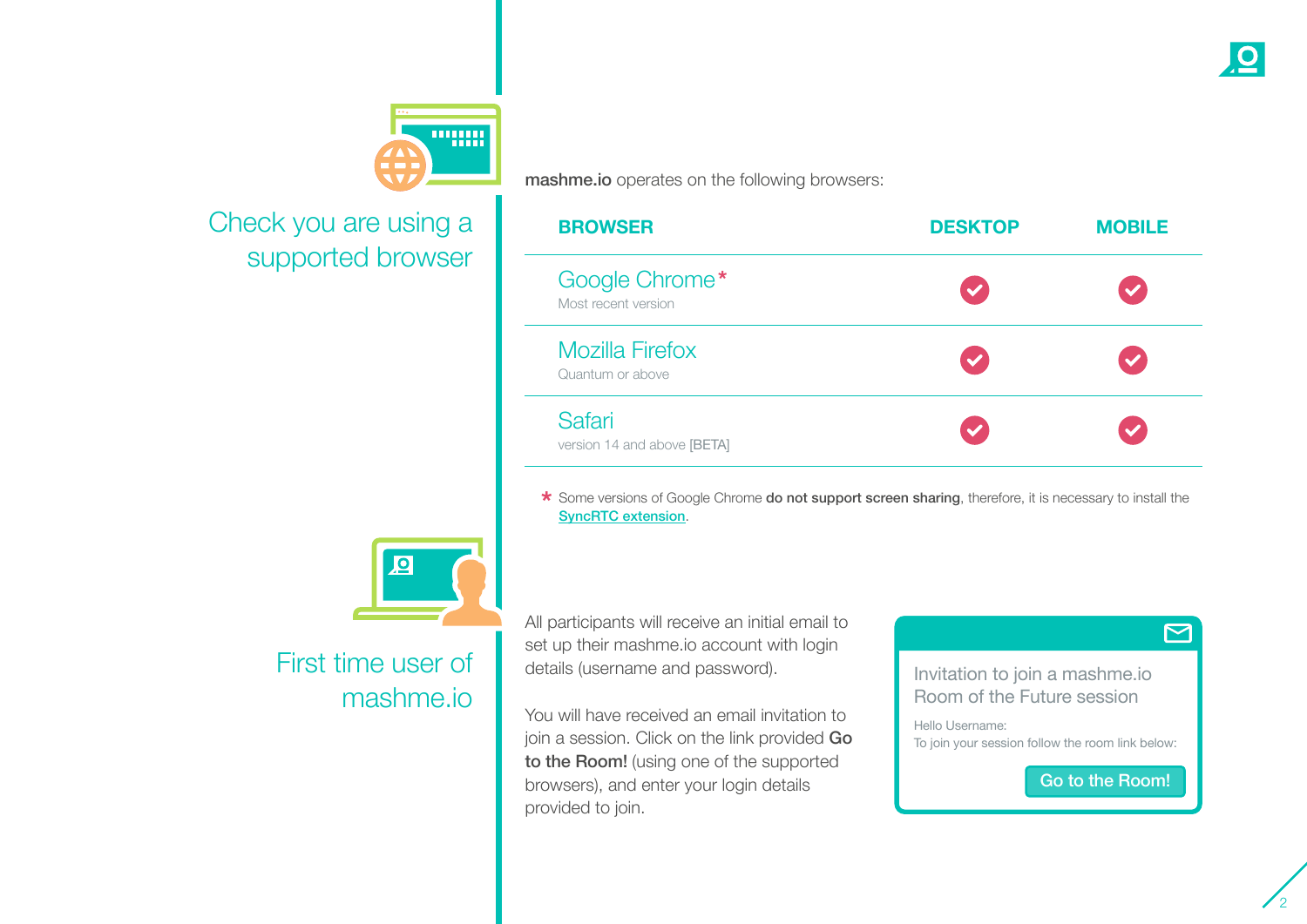## Check you are using a supported browser

**mashme.io** operates on the following browsers:

| BROWSER | DESKTOP | MOBILE |
| --- | --- | --- |
| Google Chrome* <br> Most recent version | ✓ | ✓ |
| Mozilla Firefox <br> Quantum or above | ✓ | ✓ |
| Safari <br> version 14 and above [BETA] | ✓ | ✓ |

\* Some versions of Google Chrome **do not support screen sharing**, therefore, it is necessary to install the SyncRTC extension.

## First time user of mashme.io

All participants will receive an initial email to set up their mashme.io account with login details (username and password).

You will have received an email invitation to join a session. Click on the link provided **Go to the Room!** (using one of the supported browsers), and enter your login details provided to join.

Invitation to join a mashme.io Room of the Future session

Hello Username:
To join your session follow the room link below:

Go to the Room!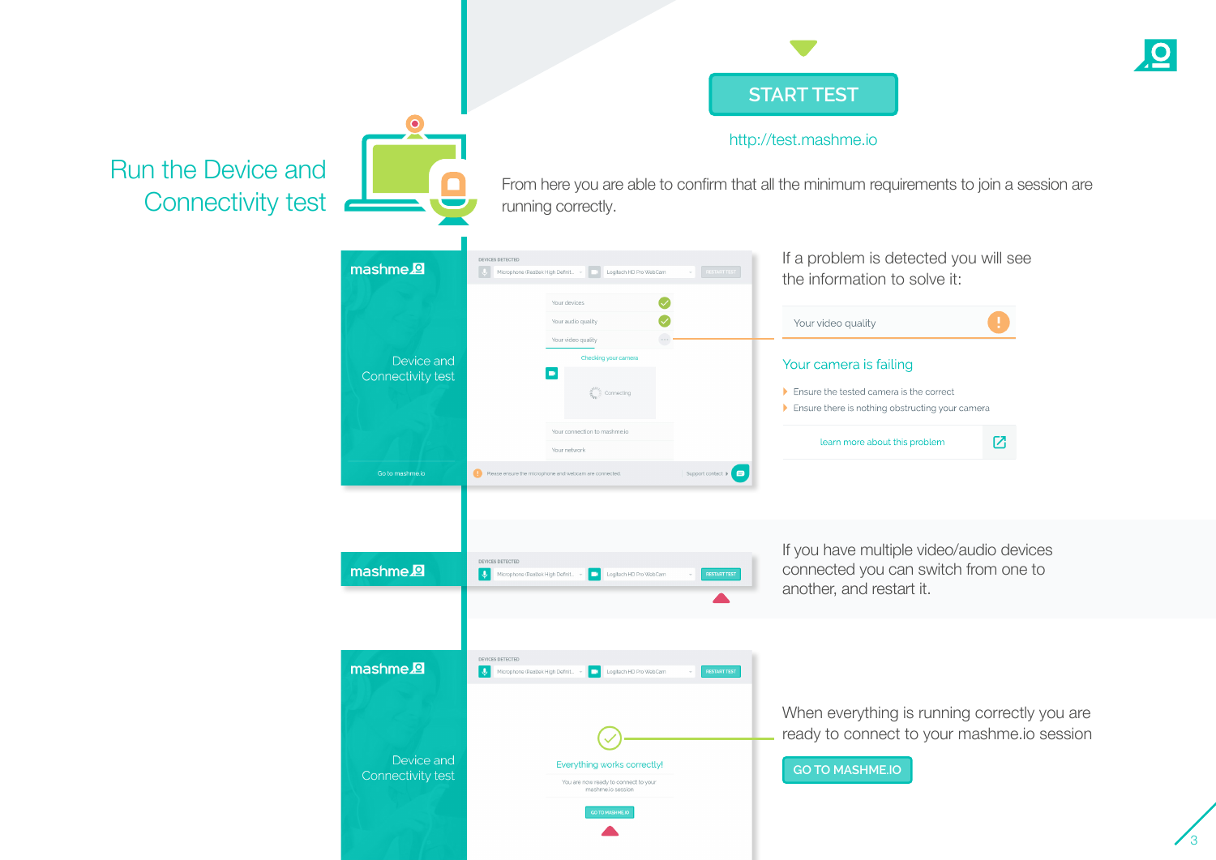# Run the Device and Connectivity test

START TEST

http://test.mashme.io

From here you are able to confirm that all the minimum requirements to join a session are running correctly.

If a problem is detected you will see the information to solve it:

Your video quality

**Your camera is failing**

- Ensure the tested camera is the correct
- Ensure there is nothing obstructing your camera

learn more about this problem

If you have multiple video/audio devices connected you can switch from one to another, and restart it.

When everything is running correctly you are ready to connect to your mashme.io session

GO TO MASHME.IO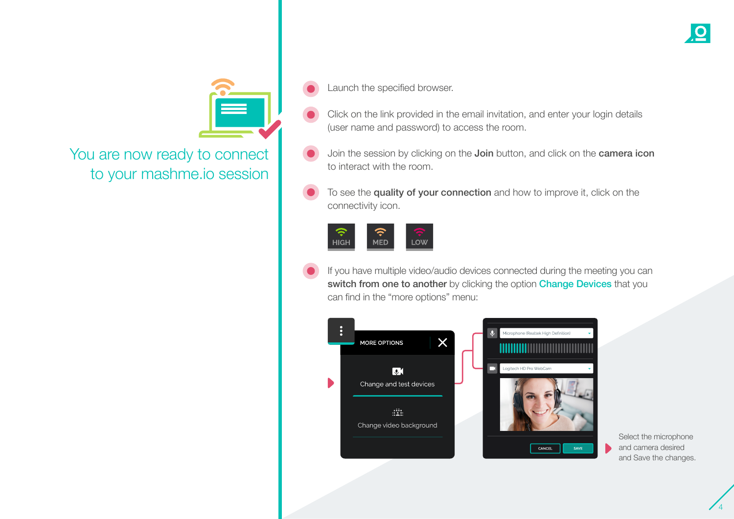## You are now ready to connect to your mashme.io session

- Launch the specified browser.
- Click on the link provided in the email invitation, and enter your login details (user name and password) to access the room.
- Join the session by clicking on the **Join** button, and click on the **camera icon** to interact with the room.
- To see the **quality of your connection** and how to improve it, click on the connectivity icon.

HIGH MED LOW

- If you have multiple video/audio devices connected during the meeting you can **switch from one to another** by clicking the option **Change Devices** that you can find in the "more options" menu:

MORE OPTIONS

Change and test devices

Change video background

Microphone (Realtek High Definition)

Logitech HD Pro WebCam

CANCEL SAVE

Select the microphone and camera desired and Save the changes.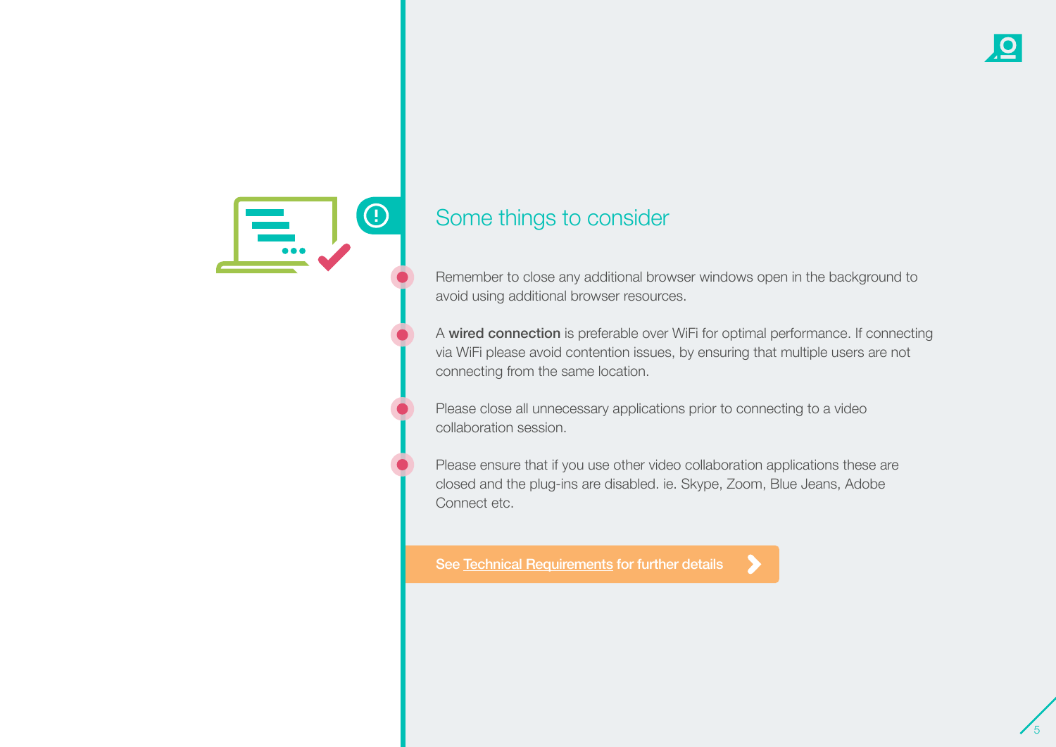## Some things to consider

- Remember to close any additional browser windows open in the background to avoid using additional browser resources.
- A **wired connection** is preferable over WiFi for optimal performance. If connecting via WiFi please avoid contention issues, by ensuring that multiple users are not connecting from the same location.
- Please close all unnecessary applications prior to connecting to a video collaboration session.
- Please ensure that if you use other video collaboration applications these are closed and the plug-ins are disabled. ie. Skype, Zoom, Blue Jeans, Adobe Connect etc.

**See Technical Requirements for further details**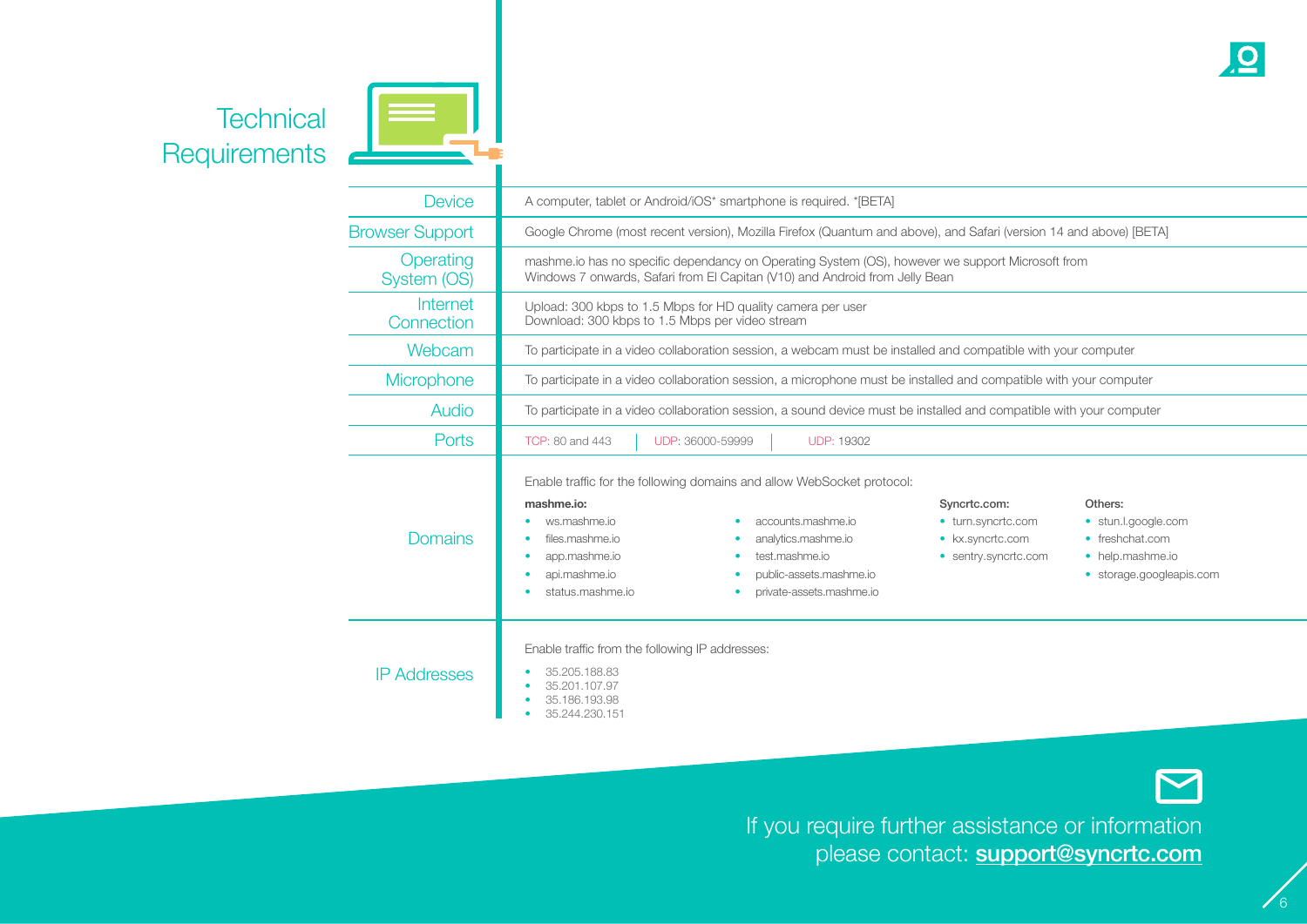# Technical Requirements

| | |
|---|---|
| Device | A computer, tablet or Android/iOS* smartphone is required. *[BETA] |
| Browser Support | Google Chrome (most recent version), Mozilla Firefox (Quantum and above), and Safari (version 14 and above) [BETA] |
| Operating System (OS) | mashme.io has no specific dependancy on Operating System (OS), however we support Microsoft from Windows 7 onwards, Safari from El Capitan (V10) and Android from Jelly Bean |
| Internet Connection | Upload: 300 kbps to 1.5 Mbps for HD quality camera per user<br>Download: 300 kbps to 1.5 Mbps per video stream |
| Webcam | To participate in a video collaboration session, a webcam must be installed and compatible with your computer |
| Microphone | To participate in a video collaboration session, a microphone must be installed and compatible with your computer |
| Audio | To participate in a video collaboration session, a sound device must be installed and compatible with your computer |
| Ports | TCP: 80 and 443 \| UDP: 36000-59999 \| UDP: 19302 |

## Domains

Enable traffic for the following domains and allow WebSocket protocol:

**mashme.io:**

- ws.mashme.io
- files.mashme.io
- app.mashme.io
- api.mashme.io
- status.mashme.io
- accounts.mashme.io
- analytics.mashme.io
- test.mashme.io
- public-assets.mashme.io
- private-assets.mashme.io

**Syncrtc.com:**

- turn.syncrtc.com
- kx.syncrtc.com
- sentry.syncrtc.com

**Others:**

- stun.l.google.com
- freshchat.com
- help.mashme.io
- storage.googleapis.com

## IP Addresses

Enable traffic from the following IP addresses:

- 35.205.188.83
- 35.201.107.97
- 35.186.193.98
- 35.244.230.151

If you require further assistance or information please contact: **support@syncrtc.com**